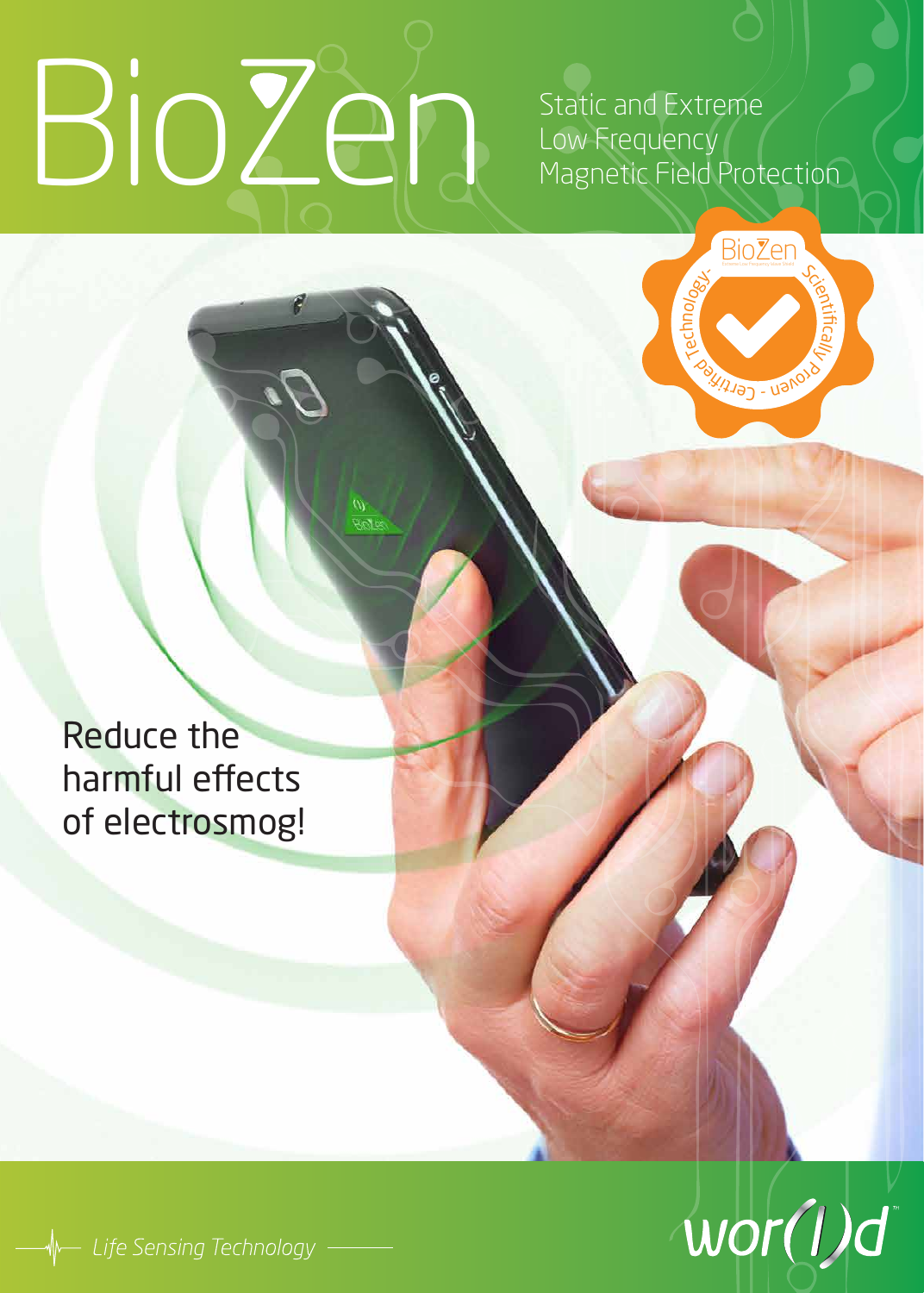# BioZen

Static and Extreme Low Frequency Magnetic Field Protection

BioZen

Technology - Scientifically Proven - Certified

Reduce the harmful effects of electrosmog!

Life Sensing Technology

wor(l)d™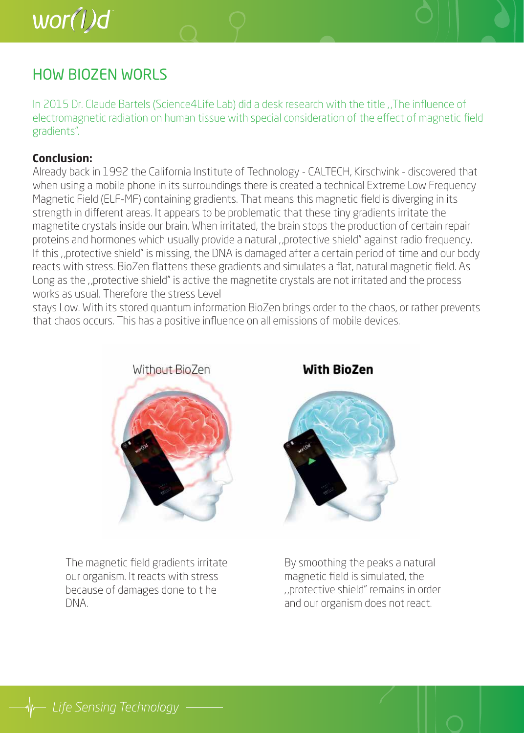## HOW BIOZEN WORLS

In 2015 Dr. Claude Bartels (Science4Life Lab) did a desk research with the title ,,The influence of electromagnetic radiation on human tissue with special consideration of the effect of magnetic field gradients".

**Conclusion:**
Already back in 1992 the California Institute of Technology - CALTECH, Kirschvink - discovered that when using a mobile phone in its surroundings there is created a technical Extreme Low Frequency Magnetic Field (ELF-MF) containing gradients. That means this magnetic field is diverging in its strength in different areas. It appears to be problematic that these tiny gradients irritate the magnetite crystals inside our brain. When irritated, the brain stops the production of certain repair proteins and hormones which usually provide a natural ,,protective shield" against radio frequency. If this ,,protective shield" is missing, the DNA is damaged after a certain period of time and our body reacts with stress. BioZen flattens these gradients and simulates a flat, natural magnetic field. As Long as the ,,protective shield" is active the magnetite crystals are not irritated and the process works as usual. Therefore the stress Level
stays Low. With its stored quantum information BioZen brings order to the chaos, or rather prevents that chaos occurs. This has a positive influence on all emissions of mobile devices.

Without BioZen

**With BioZen**

The magnetic field gradients irritate our organism. It reacts with stress because of damages done to t he DNA.

By smoothing the peaks a natural magnetic field is simulated, the ,,protective shield" remains in order and our organism does not react.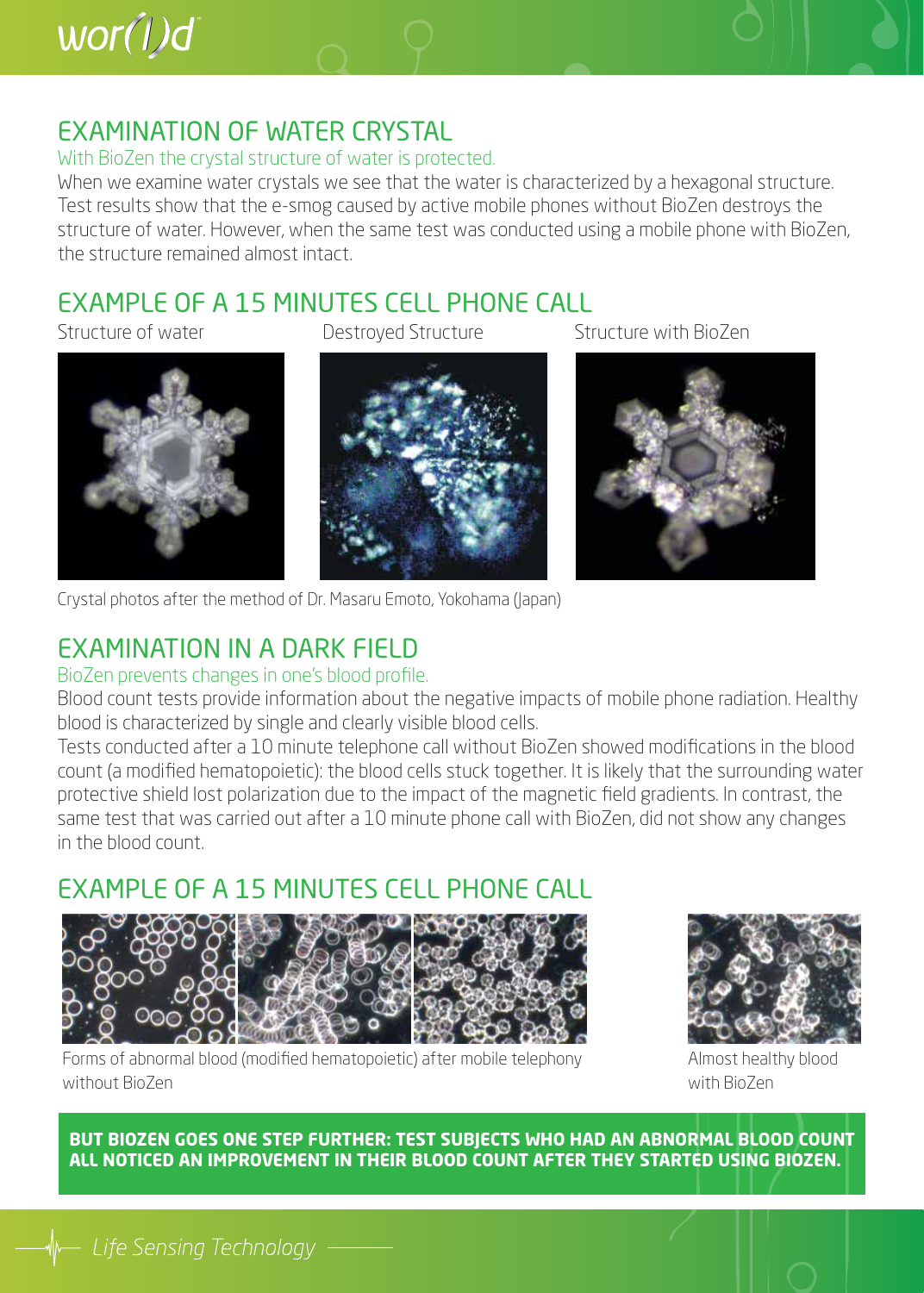## EXAMINATION OF WATER CRYSTAL

With BioZen the crystal structure of water is protected.

When we examine water crystals we see that the water is characterized by a hexagonal structure. Test results show that the e-smog caused by active mobile phones without BioZen destroys the structure of water. However, when the same test was conducted using a mobile phone with BioZen, the structure remained almost intact.

## EXAMPLE OF A 15 MINUTES CELL PHONE CALL

Structure of water

Destroyed Structure

Structure with BioZen

Crystal photos after the method of Dr. Masaru Emoto, Yokohama (Japan)

## EXAMINATION IN A DARK FIELD

BioZen prevents changes in one's blood profile.

Blood count tests provide information about the negative impacts of mobile phone radiation. Healthy blood is characterized by single and clearly visible blood cells.

Tests conducted after a 10 minute telephone call without BioZen showed modifications in the blood count (a modified hematopoietic): the blood cells stuck together. It is likely that the surrounding water protective shield lost polarization due to the impact of the magnetic field gradients. In contrast, the same test that was carried out after a 10 minute phone call with BioZen, did not show any changes in the blood count.

## EXAMPLE OF A 15 MINUTES CELL PHONE CALL

Forms of abnormal blood (modified hematopoietic) after mobile telephony without BioZen

Almost healthy blood with BioZen

**BUT BIOZEN GOES ONE STEP FURTHER: TEST SUBJECTS WHO HAD AN ABNORMAL BLOOD COUNT ALL NOTICED AN IMPROVEMENT IN THEIR BLOOD COUNT AFTER THEY STARTED USING BIOZEN.**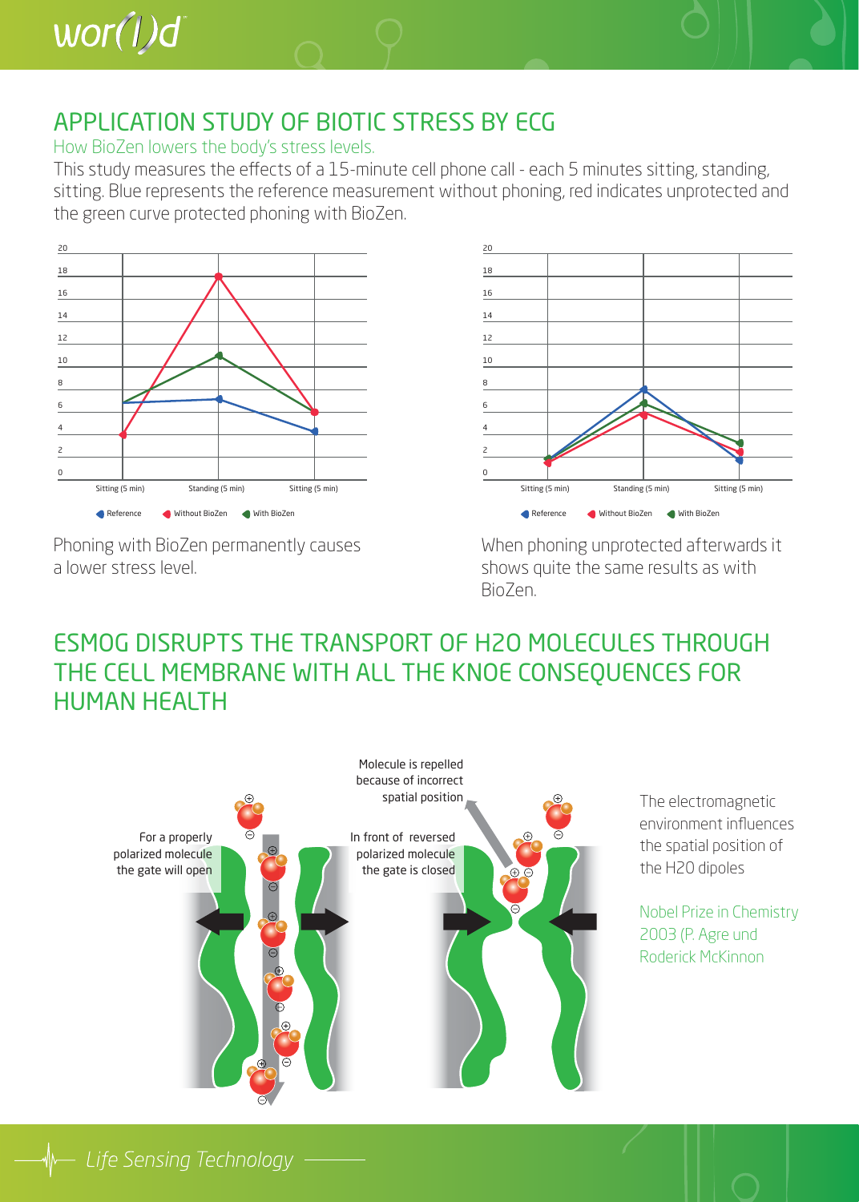## APPLICATION STUDY OF BIOTIC STRESS BY ECG

How BioZen lowers the body's stress levels.

This study measures the effects of a 15-minute cell phone call - each 5 minutes sitting, standing, sitting. Blue represents the reference measurement without phoning, red indicates unprotected and the green curve protected phoning with BioZen.

20
18
16
14
12
10
8
6
4
2
0
Sitting (5 min)
Standing (5 min)
Sitting (5 min)
Reference
Without BioZen
With BioZen

Phoning with BioZen permanently causes a lower stress level.

20
18
16
14
12
10
8
6
4
2
0
Sitting (5 min)
Standing (5 min)
Sitting (5 min)
Reference
Without BioZen
With BioZen

When phoning unprotected afterwards it shows quite the same results as with BioZen.

## ESMOG DISRUPTS THE TRANSPORT OF H2O MOLECULES THROUGH THE CELL MEMBRANE WITH ALL THE KNOE CONSEQUENCES FOR HUMAN HEALTH

For a properly polarized molecule the gate will open

Molecule is repelled because of incorrect spatial position

In front of reversed polarized molecule the gate is closed

The electromagnetic environment influences the spatial position of the H2O dipoles

Nobel Prize in Chemistry 2003 (P. Agre und Roderick McKinnon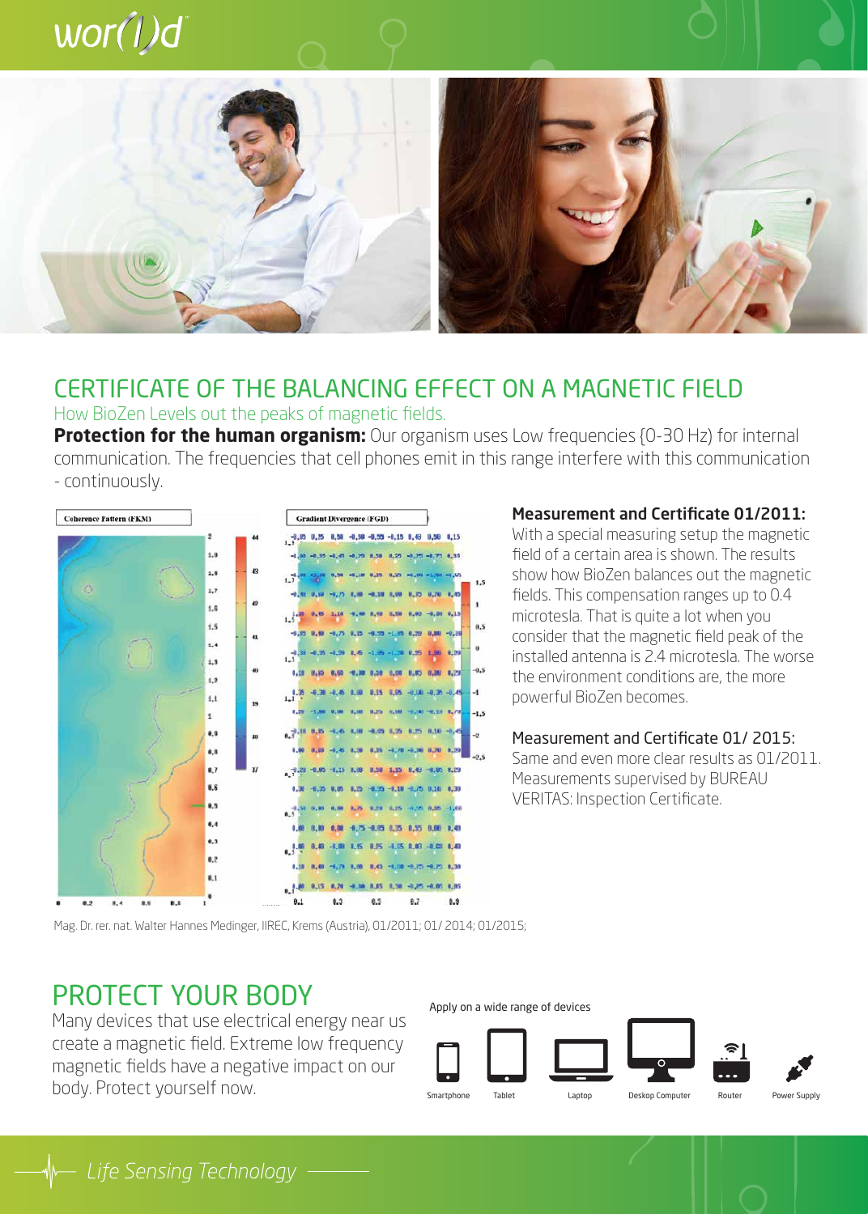# CERTIFICATE OF THE BALANCING EFFECT ON A MAGNETIC FIELD

How BioZen Levels out the peaks of magnetic fields.

**Protection for the human organism:** Our organism uses Low frequencies (0-30 Hz) for internal communication. The frequencies that cell phones emit in this range interfere with this communication - continuously.

Coherence Pattern (FKM)

Gradient Divergence (FGD)

**Measurement and Certificate 01/2011:**
With a special measuring setup the magnetic field of a certain area is shown. The results show how BioZen balances out the magnetic fields. This compensation ranges up to 0.4 microtesla. That is quite a lot when you consider that the magnetic field peak of the installed antenna is 2.4 microtesla. The worse the environment conditions are, the more powerful BioZen becomes.

Measurement and Certificate 01/ 2015:
Same and even more clear results as 01/2011. Measurements supervised by BUREAU VERITAS: Inspection Certificate.

Mag. Dr. rer. nat. Walter Hannes Medinger, IIREC, Krems (Austria), 01/2011; 01/ 2014; 01/2015;

# PROTECT YOUR BODY

Many devices that use electrical energy near us create a magnetic field. Extreme low frequency magnetic fields have a negative impact on our body. Protect yourself now.

Apply on a wide range of devices

Smartphone, Tablet, Laptop, Deskop Computer, Router, Power Supply

*Life Sensing Technology*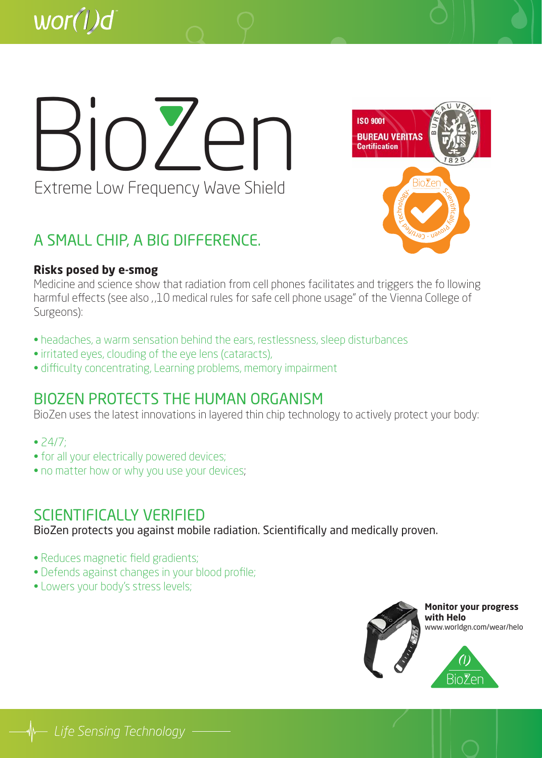# BioZen

Extreme Low Frequency Wave Shield

ISO 9001
BUREAU VERITAS
Certification

## A SMALL CHIP, A BIG DIFFERENCE.

**Risks posed by e-smog**

Medicine and science show that radiation from cell phones facilitates and triggers the fo llowing harmful effects (see also ,,10 medical rules for safe cell phone usage" of the Vienna College of Surgeons):

- headaches, a warm sensation behind the ears, restlessness, sleep disturbances
- irritated eyes, clouding of the eye lens (cataracts),
- difficulty concentrating, Learning problems, memory impairment

## BIOZEN PROTECTS THE HUMAN ORGANISM

BioZen uses the latest innovations in layered thin chip technology to actively protect your body:

- 24/7;
- for all your electrically powered devices;
- no matter how or why you use your devices;

## SCIENTIFICALLY VERIFIED

BioZen protects you against mobile radiation. Scientifically and medically proven.

- Reduces magnetic field gradients;
- Defends against changes in your blood profile;
- Lowers your body's stress levels;

**Monitor your progress with Helo**
www.worldgn.com/wear/helo

Life Sensing Technology